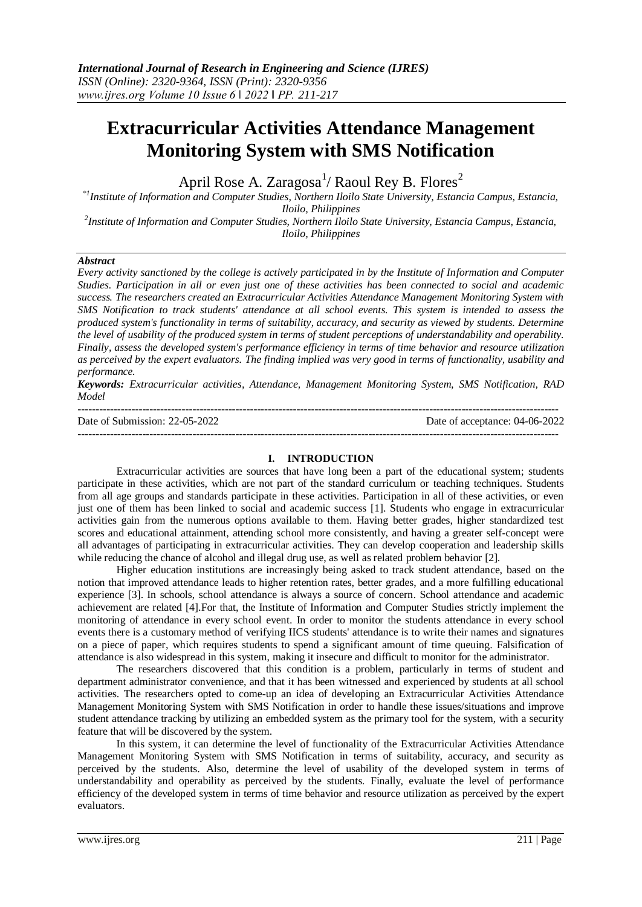# Extracurricular Activities Attendance Management Monitoring System with SMS Notification

April Rose A. Zaragosa[1]/ Raoul Rey B. Flores[2]

[*1]*Institute of Information and Computer Studies, Northern Iloilo State University, Estancia Campus, Estancia, Iloilo, Philippines*

[2]*Institute of Information and Computer Studies, Northern Iloilo State University, Estancia Campus, Estancia, Iloilo, Philippines*

***Abstract***

*Every activity sanctioned by the college is actively participated in by the Institute of Information and Computer Studies. Participation in all or even just one of these activities has been connected to social and academic success. The researchers created an Extracurricular Activities Attendance Management Monitoring System with SMS Notification to track students' attendance at all school events. This system is intended to assess the produced system's functionality in terms of suitability, accuracy, and security as viewed by students. Determine the level of usability of the produced system in terms of student perceptions of understandability and operability. Finally, assess the developed system's performance efficiency in terms of time behavior and resource utilization as perceived by the expert evaluators. The finding implied was very good in terms of functionality, usability and performance.*

***Keywords:*** *Extracurricular activities, Attendance, Management Monitoring System, SMS Notification, RAD Model*

---

Date of Submission: 22-05-2022 Date of acceptance: 04-06-2022

---

## I. INTRODUCTION

Extracurricular activities are sources that have long been a part of the educational system; students participate in these activities, which are not part of the standard curriculum or teaching techniques. Students from all age groups and standards participate in these activities. Participation in all of these activities, or even just one of them has been linked to social and academic success [1]. Students who engage in extracurricular activities gain from the numerous options available to them. Having better grades, higher standardized test scores and educational attainment, attending school more consistently, and having a greater self-concept were all advantages of participating in extracurricular activities. They can develop cooperation and leadership skills while reducing the chance of alcohol and illegal drug use, as well as related problem behavior [2].

Higher education institutions are increasingly being asked to track student attendance, based on the notion that improved attendance leads to higher retention rates, better grades, and a more fulfilling educational experience [3]. In schools, school attendance is always a source of concern. School attendance and academic achievement are related [4].For that, the Institute of Information and Computer Studies strictly implement the monitoring of attendance in every school event. In order to monitor the students attendance in every school events there is a customary method of verifying IICS students' attendance is to write their names and signatures on a piece of paper, which requires students to spend a significant amount of time queuing. Falsification of attendance is also widespread in this system, making it insecure and difficult to monitor for the administrator.

The researchers discovered that this condition is a problem, particularly in terms of student and department administrator convenience, and that it has been witnessed and experienced by students at all school activities. The researchers opted to come-up an idea of developing an Extracurricular Activities Attendance Management Monitoring System with SMS Notification in order to handle these issues/situations and improve student attendance tracking by utilizing an embedded system as the primary tool for the system, with a security feature that will be discovered by the system.

In this system, it can determine the level of functionality of the Extracurricular Activities Attendance Management Monitoring System with SMS Notification in terms of suitability, accuracy, and security as perceived by the students. Also, determine the level of usability of the developed system in terms of understandability and operability as perceived by the students. Finally, evaluate the level of performance efficiency of the developed system in terms of time behavior and resource utilization as perceived by the expert evaluators.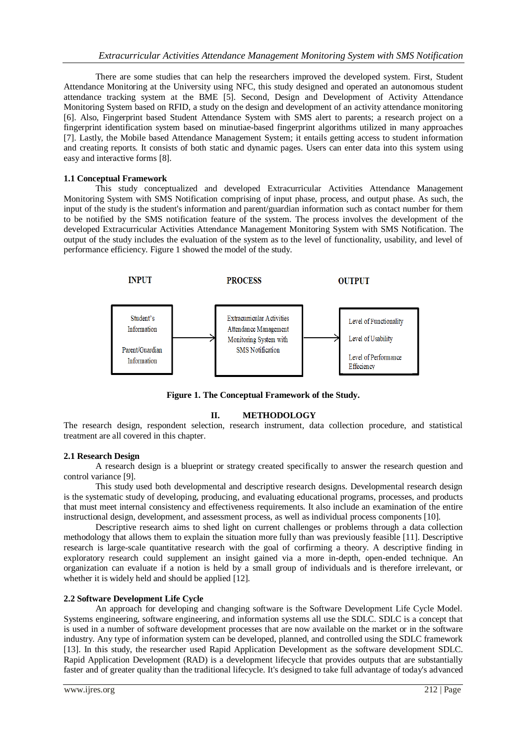There are some studies that can help the researchers improved the developed system. First, Student Attendance Monitoring at the University using NFC, this study designed and operated an autonomous student attendance tracking system at the BME [5]. Second, Design and Development of Activity Attendance Monitoring System based on RFID, a study on the design and development of an activity attendance monitoring [6]. Also, Fingerprint based Student Attendance System with SMS alert to parents; a research project on a fingerprint identification system based on minutiae-based fingerprint algorithms utilized in many approaches [7]. Lastly, the Mobile based Attendance Management System; it entails getting access to student information and creating reports. It consists of both static and dynamic pages. Users can enter data into this system using easy and interactive forms [8].

### 1.1 Conceptual Framework

This study conceptualized and developed Extracurricular Activities Attendance Management Monitoring System with SMS Notification comprising of input phase, process, and output phase. As such, the input of the study is the student's information and parent/guardian information such as contact number for them to be notified by the SMS notification feature of the system. The process involves the development of the developed Extracurricular Activities Attendance Management Monitoring System with SMS Notification. The output of the study includes the evaluation of the system as to the level of functionality, usability, and level of performance efficiency. Figure 1 showed the model of the study.

| INPUT | PROCESS | OUTPUT |
|---|---|---|
| Student's Information<br><br>Parent/Guardian Information | Extracurricular Activities Attendance Management Monitoring System with SMS Notification | Level of Functionality<br><br>Level of Usability<br><br>Level of Performance Effeciency |

**Figure 1. The Conceptual Framework of the Study.**

## II. METHODOLOGY

The research design, respondent selection, research instrument, data collection procedure, and statistical treatment are all covered in this chapter.

### 2.1 Research Design

A research design is a blueprint or strategy created specifically to answer the research question and control variance [9].

This study used both developmental and descriptive research designs. Developmental research design is the systematic study of developing, producing, and evaluating educational programs, processes, and products that must meet internal consistency and effectiveness requirements. It also include an examination of the entire instructional design, development, and assessment process, as well as individual process components [10].

Descriptive research aims to shed light on current challenges or problems through a data collection methodology that allows them to explain the situation more fully than was previously feasible [11]. Descriptive research is large-scale quantitative research with the goal of corfirming a theory. A descriptive finding in exploratory research could supplement an insight gained via a more in-depth, open-ended technique. An organization can evaluate if a notion is held by a small group of individuals and is therefore irrelevant, or whether it is widely held and should be applied [12].

### 2.2 Software Development Life Cycle

An approach for developing and changing software is the Software Development Life Cycle Model. Systems engineering, software engineering, and information systems all use the SDLC. SDLC is a concept that is used in a number of software development processes that are now available on the market or in the software industry. Any type of information system can be developed, planned, and controlled using the SDLC framework [13]. In this study, the researcher used Rapid Application Development as the software development SDLC. Rapid Application Development (RAD) is a development lifecycle that provides outputs that are substantially faster and of greater quality than the traditional lifecycle. It's designed to take full advantage of today's advanced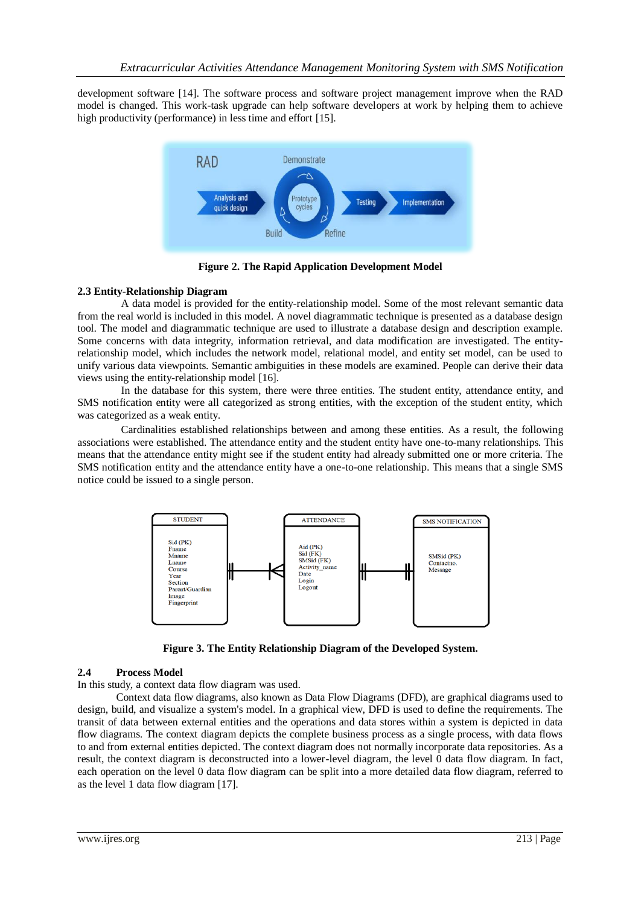development software [14]. The software process and software project management improve when the RAD model is changed. This work-task upgrade can help software developers at work by helping them to achieve high productivity (performance) in less time and effort [15].

**Figure 2. The Rapid Application Development Model**

### 2.3 Entity-Relationship Diagram

A data model is provided for the entity-relationship model. Some of the most relevant semantic data from the real world is included in this model. A novel diagrammatic technique is presented as a database design tool. The model and diagrammatic technique are used to illustrate a database design and description example. Some concerns with data integrity, information retrieval, and data modification are investigated. The entity-relationship model, which includes the network model, relational model, and entity set model, can be used to unify various data viewpoints. Semantic ambiguities in these models are examined. People can derive their data views using the entity-relationship model [16].

In the database for this system, there were three entities. The student entity, attendance entity, and SMS notification entity were all categorized as strong entities, with the exception of the student entity, which was categorized as a weak entity.

Cardinalities established relationships between and among these entities. As a result, the following associations were established. The attendance entity and the student entity have one-to-many relationships. This means that the attendance entity might see if the student entity had already submitted one or more criteria. The SMS notification entity and the attendance entity have a one-to-one relationship. This means that a single SMS notice could be issued to a single person.

**Figure 3. The Entity Relationship Diagram of the Developed System.**

### 2.4 Process Model

In this study, a context data flow diagram was used.

Context data flow diagrams, also known as Data Flow Diagrams (DFD), are graphical diagrams used to design, build, and visualize a system's model. In a graphical view, DFD is used to define the requirements. The transit of data between external entities and the operations and data stores within a system is depicted in data flow diagrams. The context diagram depicts the complete business process as a single process, with data flows to and from external entities depicted. The context diagram does not normally incorporate data repositories. As a result, the context diagram is deconstructed into a lower-level diagram, the level 0 data flow diagram. In fact, each operation on the level 0 data flow diagram can be split into a more detailed data flow diagram, referred to as the level 1 data flow diagram [17].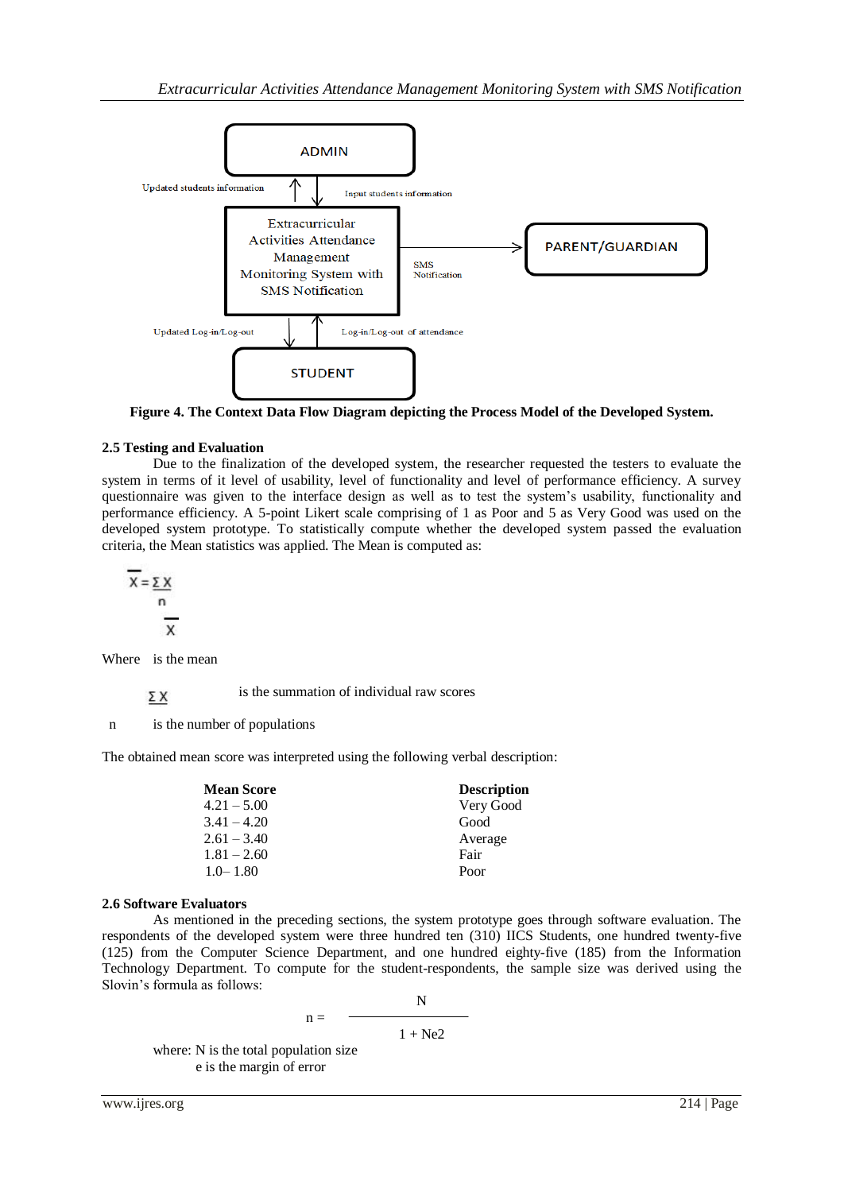ADMIN

Updated students information

Input students information

Extracurricular Activities Attendance Management Monitoring System with SMS Notification

SMS Notification

PARENT/GUARDIAN

Updated Log-in/Log-out

Log-in/Log-out of attendance

STUDENT

**Figure 4. The Context Data Flow Diagram depicting the Process Model of the Developed System.**

### 2.5 Testing and Evaluation

Due to the finalization of the developed system, the researcher requested the testers to evaluate the system in terms of it level of usability, level of functionality and level of performance efficiency. A survey questionnaire was given to the interface design as well as to test the system's usability, functionality and performance efficiency. A 5-point Likert scale comprising of 1 as Poor and 5 as Very Good was used on the developed system prototype. To statistically compute whether the developed system passed the evaluation criteria, the Mean statistics was applied. The Mean is computed as:

$$\overline{X} = \frac{\Sigma X}{n}$$

Where $\overline{X}$ is the mean

$\Sigma X$ is the summation of individual raw scores

n is the number of populations

The obtained mean score was interpreted using the following verbal description:

| Mean Score | Description |
|---|---|
| 4.21 – 5.00 | Very Good |
| 3.41 – 4.20 | Good |
| 2.61 – 3.40 | Average |
| 1.81 – 2.60 | Fair |
| 1.0– 1.80 | Poor |

### 2.6 Software Evaluators

As mentioned in the preceding sections, the system prototype goes through software evaluation. The respondents of the developed system were three hundred ten (310) IICS Students, one hundred twenty-five (125) from the Computer Science Department, and one hundred eighty-five (185) from the Information Technology Department. To compute for the student-respondents, the sample size was derived using the Slovin's formula as follows:

$$n = \frac{N}{1 + Ne2}$$

where: N is the total population size
e is the margin of error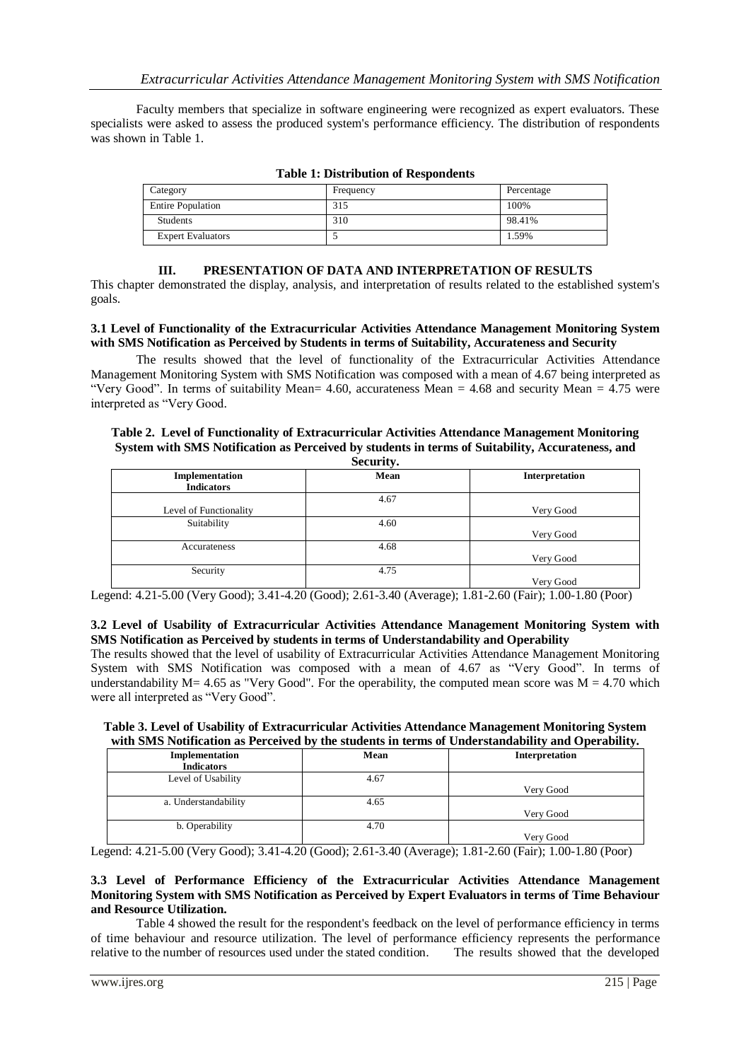Faculty members that specialize in software engineering were recognized as expert evaluators. These specialists were asked to assess the produced system's performance efficiency. The distribution of respondents was shown in Table 1.

**Table 1: Distribution of Respondents**

| Category | Frequency | Percentage |
|---|---|---|
| Entire Population | 315 | 100% |
| Students | 310 | 98.41% |
| Expert Evaluators | 5 | 1.59% |

## III. PRESENTATION OF DATA AND INTERPRETATION OF RESULTS

This chapter demonstrated the display, analysis, and interpretation of results related to the established system's goals.

### 3.1 Level of Functionality of the Extracurricular Activities Attendance Management Monitoring System with SMS Notification as Perceived by Students in terms of Suitability, Accurateness and Security

The results showed that the level of functionality of the Extracurricular Activities Attendance Management Monitoring System with SMS Notification was composed with a mean of 4.67 being interpreted as "Very Good". In terms of suitability Mean= 4.60, accurateness Mean = 4.68 and security Mean = 4.75 were interpreted as "Very Good.

**Table 2. Level of Functionality of Extracurricular Activities Attendance Management Monitoring System with SMS Notification as Perceived by students in terms of Suitability, Accurateness, and Security.**

| Implementation Indicators | Mean | Interpretation |
|---|---|---|
| Level of Functionality | 4.67 | Very Good |
| Suitability | 4.60 | Very Good |
| Accurateness | 4.68 | Very Good |
| Security | 4.75 | Very Good |

Legend: 4.21-5.00 (Very Good); 3.41-4.20 (Good); 2.61-3.40 (Average); 1.81-2.60 (Fair); 1.00-1.80 (Poor)

### 3.2 Level of Usability of Extracurricular Activities Attendance Management Monitoring System with SMS Notification as Perceived by students in terms of Understandability and Operability

The results showed that the level of usability of Extracurricular Activities Attendance Management Monitoring System with SMS Notification was composed with a mean of 4.67 as "Very Good". In terms of understandability M= 4.65 as "Very Good". For the operability, the computed mean score was M = 4.70 which were all interpreted as "Very Good".

**Table 3. Level of Usability of Extracurricular Activities Attendance Management Monitoring System with SMS Notification as Perceived by the students in terms of Understandability and Operability.**

| Implementation Indicators | Mean | Interpretation |
|---|---|---|
| Level of Usability | 4.67 | Very Good |
| a. Understandability | 4.65 | Very Good |
| b. Operability | 4.70 | Very Good |

Legend: 4.21-5.00 (Very Good); 3.41-4.20 (Good); 2.61-3.40 (Average); 1.81-2.60 (Fair); 1.00-1.80 (Poor)

### 3.3 Level of Performance Efficiency of the Extracurricular Activities Attendance Management Monitoring System with SMS Notification as Perceived by Expert Evaluators in terms of Time Behaviour and Resource Utilization.

Table 4 showed the result for the respondent's feedback on the level of performance efficiency in terms of time behaviour and resource utilization. The level of performance efficiency represents the performance relative to the number of resources used under the stated condition. The results showed that the developed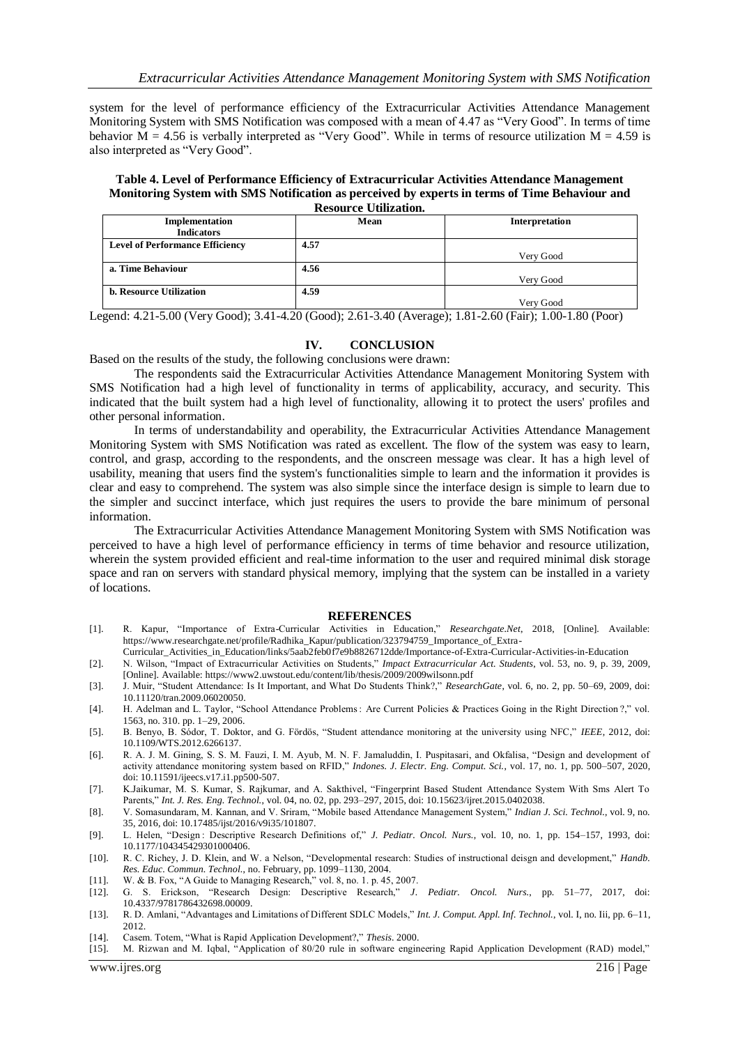system for the level of performance efficiency of the Extracurricular Activities Attendance Management Monitoring System with SMS Notification was composed with a mean of 4.47 as "Very Good". In terms of time behavior M = 4.56 is verbally interpreted as "Very Good". While in terms of resource utilization M = 4.59 is also interpreted as "Very Good".

**Table 4. Level of Performance Efficiency of Extracurricular Activities Attendance Management Monitoring System with SMS Notification as perceived by experts in terms of Time Behaviour and Resource Utilization.**

| Implementation Indicators | Mean | Interpretation |
|---|---|---|
| **Level of Performance Efficiency** | **4.57** | Very Good |
| **a. Time Behaviour** | **4.56** | Very Good |
| **b. Resource Utilization** | **4.59** | Very Good |

Legend: 4.21-5.00 (Very Good); 3.41-4.20 (Good); 2.61-3.40 (Average); 1.81-2.60 (Fair); 1.00-1.80 (Poor)

## IV. CONCLUSION

Based on the results of the study, the following conclusions were drawn:

The respondents said the Extracurricular Activities Attendance Management Monitoring System with SMS Notification had a high level of functionality in terms of applicability, accuracy, and security. This indicated that the built system had a high level of functionality, allowing it to protect the users' profiles and other personal information.

In terms of understandability and operability, the Extracurricular Activities Attendance Management Monitoring System with SMS Notification was rated as excellent. The flow of the system was easy to learn, control, and grasp, according to the respondents, and the onscreen message was clear. It has a high level of usability, meaning that users find the system's functionalities simple to learn and the information it provides is clear and easy to comprehend. The system was also simple since the interface design is simple to learn due to the simpler and succinct interface, which just requires the users to provide the bare minimum of personal information.

The Extracurricular Activities Attendance Management Monitoring System with SMS Notification was perceived to have a high level of performance efficiency in terms of time behavior and resource utilization, wherein the system provided efficient and real-time information to the user and required minimal disk storage space and ran on servers with standard physical memory, implying that the system can be installed in a variety of locations.

## REFERENCES

[1]. R. Kapur, "Importance of Extra-Curricular Activities in Education," *Researchgate.Net*, 2018, [Online]. Available: https://www.researchgate.net/profile/Radhika_Kapur/publication/323794759_Importance_of_Extra-Curricular_Activities_in_Education/links/5aab2feb0f7e9b8826712dde/Importance-of-Extra-Curricular-Activities-in-Education

[2]. N. Wilson, "Impact of Extracurricular Activities on Students," *Impact Extracurricular Act. Students*, vol. 53, no. 9, p. 39, 2009, [Online]. Available: https://www2.uwstout.edu/content/lib/thesis/2009/2009wilsonn.pdf

[3]. J. Muir, "Student Attendance: Is It Important, and What Do Students Think?," *ResearchGate*, vol. 6, no. 2, pp. 50–69, 2009, doi: 10.11120/tran.2009.06020050.

[4]. H. Adelman and L. Taylor, "School Attendance Problems : Are Current Policies & Practices Going in the Right Direction ?," vol. 1563, no. 310. pp. 1–29, 2006.

[5]. B. Benyo, B. Sódor, T. Doktor, and G. Fördös, "Student attendance monitoring at the university using NFC," *IEEE*, 2012, doi: 10.1109/WTS.2012.6266137.

[6]. R. A. J. M. Gining, S. S. M. Fauzi, I. M. Ayub, M. N. F. Jamaluddin, I. Puspitasari, and Okfalisa, "Design and development of activity attendance monitoring system based on RFID," *Indones. J. Electr. Eng. Comput. Sci.*, vol. 17, no. 1, pp. 500–507, 2020, doi: 10.11591/ijeecs.v17.i1.pp500-507.

[7]. K.Jaikumar, M. S. Kumar, S. Rajkumar, and A. Sakthivel, "Fingerprint Based Student Attendance System With Sms Alert To Parents," *Int. J. Res. Eng. Technol.*, vol. 04, no. 02, pp. 293–297, 2015, doi: 10.15623/ijret.2015.0402038.

[8]. V. Somasundaram, M. Kannan, and V. Sriram, "Mobile based Attendance Management System," *Indian J. Sci. Technol.*, vol. 9, no. 35, 2016, doi: 10.17485/ijst/2016/v9i35/101807.

[9]. L. Helen, "Design : Descriptive Research Definitions of," *J. Pediatr. Oncol. Nurs.*, vol. 10, no. 1, pp. 154–157, 1993, doi: 10.1177/104345429301000406.

[10]. R. C. Richey, J. D. Klein, and W. a Nelson, "Developmental research: Studies of instructional deisgn and development," *Handb. Res. Educ. Commun. Technol.*, no. February, pp. 1099–1130, 2004.

[11]. W. & B. Fox, "A Guide to Managing Research," vol. 8, no. 1. p. 45, 2007.

[12]. G. S. Erickson, "Research Design: Descriptive Research," *J. Pediatr. Oncol. Nurs.*, pp. 51–77, 2017, doi: 10.4337/9781786432698.00009.

[13]. R. D. Amlani, "Advantages and Limitations of Different SDLC Models," *Int. J. Comput. Appl. Inf. Technol.*, vol. I, no. Iii, pp. 6–11, 2012.

[14]. Casem. Totem, "What is Rapid Application Development?," *Thesis*. 2000.

[15]. M. Rizwan and M. Iqbal, "Application of 80/20 rule in software engineering Rapid Application Development (RAD) model,"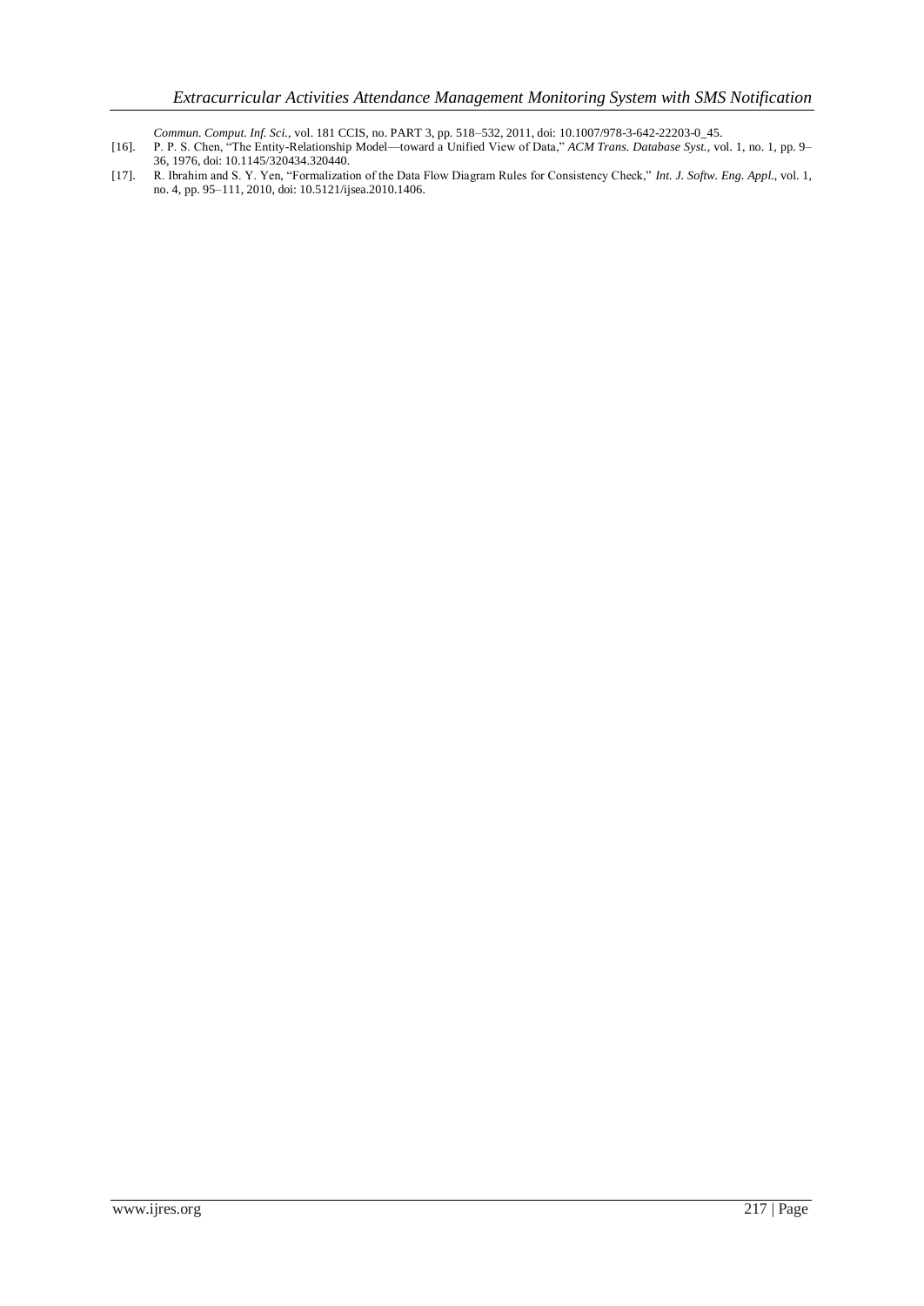*Commun. Comput. Inf. Sci.*, vol. 181 CCIS, no. PART 3, pp. 518–532, 2011, doi: 10.1007/978-3-642-22203-0_45.

[16]. P. P. S. Chen, "The Entity-Relationship Model—toward a Unified View of Data," *ACM Trans. Database Syst.*, vol. 1, no. 1, pp. 9–36, 1976, doi: 10.1145/320434.320440.

[17]. R. Ibrahim and S. Y. Yen, "Formalization of the Data Flow Diagram Rules for Consistency Check," *Int. J. Softw. Eng. Appl.*, vol. 1, no. 4, pp. 95–111, 2010, doi: 10.5121/ijsea.2010.1406.